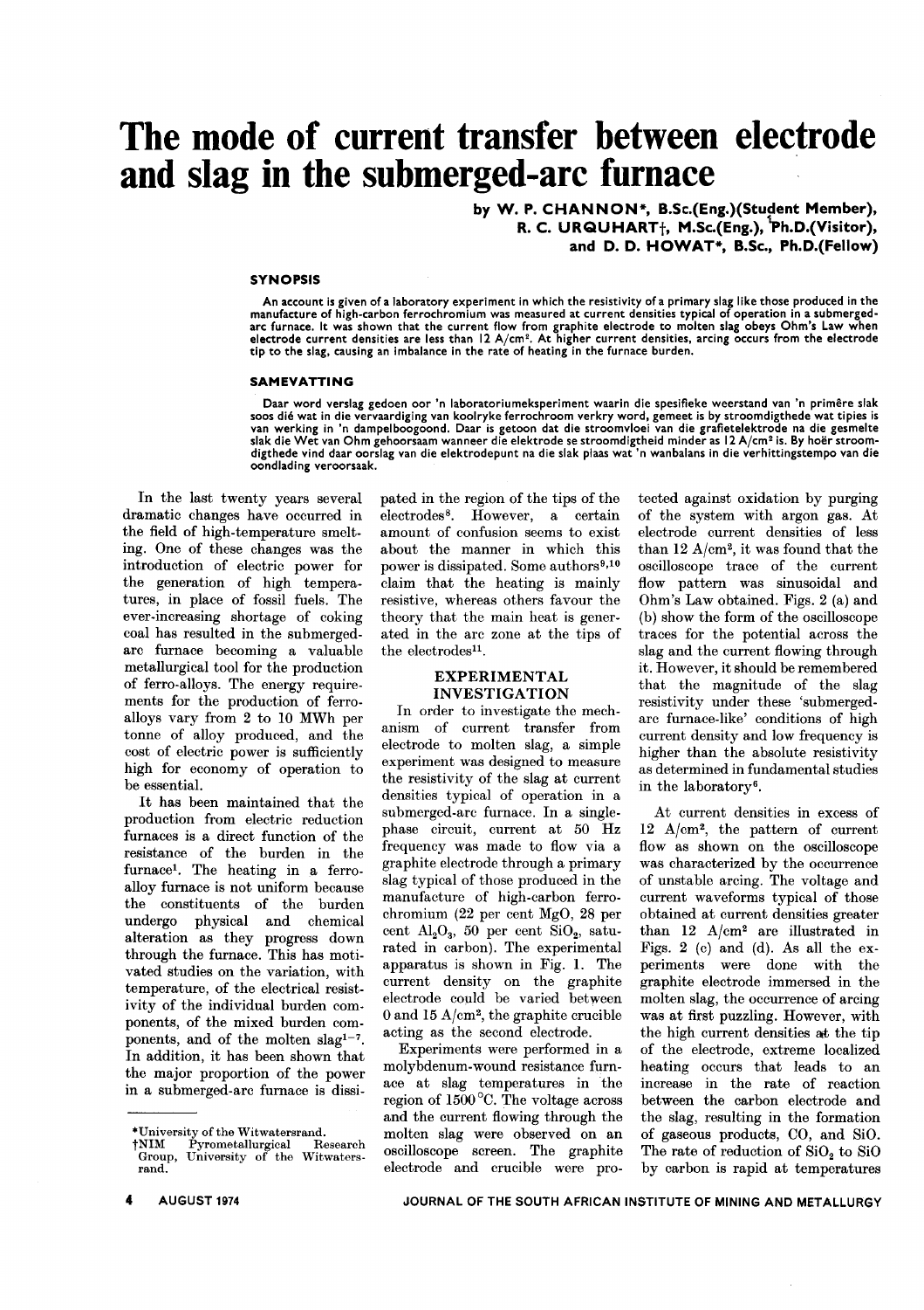# The mode of current transfer between electrode and slag in the submerged-arc furnace

**by W. P. CHANNON\*, B.Sc.(Eng.)(Student Member), R. C. URQUHART†, M.Sc.(Eng.), Ph.D.(Visitor), and D. D. HOWAT\*, B.Sc., Ph.D.(Fellow)**

### SYNOPSIS

An account is given of a laboratory experiment in which the resistivity of a primary slag like those produced in the manufacture of high-carbon ferrochromium was measured at current densities typical of operation in a submerged-arc furnace. It was shown that the current flow from graphite electrode to molten slag obeys Ohm's Law when electrode current densities are less than 12 A/cm². At higher current densities, arcing occurs from the electrode tip to the slag, causing an imbalance in the rate of heating in the furnace burden.

### SAMEVATTING

Daar word verslag gedoen oor 'n laboratoriumeksperiment waarin die spesifieke weerstand van 'n primêre slak soos dié wat in die vervaardiging van koolryke ferrochroom verkry word, gemeet is by stroomdigthede wat tipies is van werking in 'n dampelboogoond. Daar is getoon dat die stroomvloei van die grafietelektrode na die gesmelte slak die Wet van Ohm gehoorsaam wanneer die elektrode se stroomdigtheid minder as 12 A/cm² is. By hoër stroomdigthede vind daar oorslag van die elektrodepunt na die slak plaas wat 'n wanbalans in die verhittingstempo van die oondlading veroorsaak.

In the last twenty years several dramatic changes have occurred in the field of high-temperature smelting. One of these changes was the introduction of electric power for the generation of high temperatures, in place of fossil fuels. The ever-increasing shortage of coking coal has resulted in the submerged-arc furnace becoming a valuable metallurgical tool for the production of ferro-alloys. The energy requirements for the production of ferro-alloys vary from 2 to 10 MWh per tonne of alloy produced, and the cost of electric power is sufficiently high for economy of operation to be essential.

It has been maintained that the production from electric reduction furnaces is a direct function of the resistance of the burden in the furnace[1]. The heating in a ferro-alloy furnace is not uniform because the constituents of the burden undergo physical and chemical alteration as they progress down through the furnace. This has motivated studies on the variation, with temperature, of the electrical resistivity of the individual burden components, of the mixed burden components, and of the molten slag[1-7]. In addition, it has been shown that the major proportion of the power in a submerged-arc furnace is dissipated in the region of the tips of the electrodes[8]. However, a certain amount of confusion seems to exist about the manner in which this power is dissipated. Some authors[9,10] claim that the heating is mainly resistive, whereas others favour the theory that the main heat is generated in the arc zone at the tips of the electrodes[11].

## EXPERIMENTAL INVESTIGATION

In order to investigate the mechanism of current transfer from electrode to molten slag, a simple experiment was designed to measure the resistivity of the slag at current densities typical of operation in a submerged-arc furnace. In a single-phase circuit, current at 50 Hz frequency was made to flow via a graphite electrode through a primary slag typical of those produced in the manufacture of high-carbon ferrochromium (22 per cent MgO, 28 per cent $Al_2O_3$, 50 per cent $SiO_2$, saturated in carbon). The experimental apparatus is shown in Fig. 1. The current density on the graphite electrode could be varied between 0 and 15 A/cm², the graphite crucible acting as the second electrode.

Experiments were performed in a molybdenum-wound resistance furnace at slag temperatures in the region of 1500 °C. The voltage across and the current flowing through the molten slag were observed on an oscilloscope screen. The graphite electrode and crucible were protected against oxidation by purging of the system with argon gas. At electrode current densities of less than 12 A/cm², it was found that the oscilloscope trace of the current flow pattern was sinusoidal and Ohm's Law obtained. Figs. 2 (a) and (b) show the form of the oscilloscope traces for the potential across the slag and the current flowing through it. However, it should be remembered that the magnitude of the slag resistivity under these 'submerged-arc furnace-like' conditions of high current density and low frequency is higher than the absolute resistivity as determined in fundamental studies in the laboratory[6].

At current densities in excess of 12 A/cm², the pattern of current flow as shown on the oscilloscope was characterized by the occurrence of unstable arcing. The voltage and current waveforms typical of those obtained at current densities greater than 12 A/cm² are illustrated in Figs. 2 (c) and (d). As all the experiments were done with the graphite electrode immersed in the molten slag, the occurrence of arcing was at first puzzling. However, with the high current densities at the tip of the electrode, extreme localized heating occurs that leads to an increase in the rate of reaction between the carbon electrode and the slag, resulting in the formation of gaseous products, CO, and SiO. The rate of reduction of $SiO_2$ to SiO by carbon is rapid at temperatures

\*University of the Witwatersrand.
†NIM Pyrometallurgical Research Group, University of the Witwatersrand.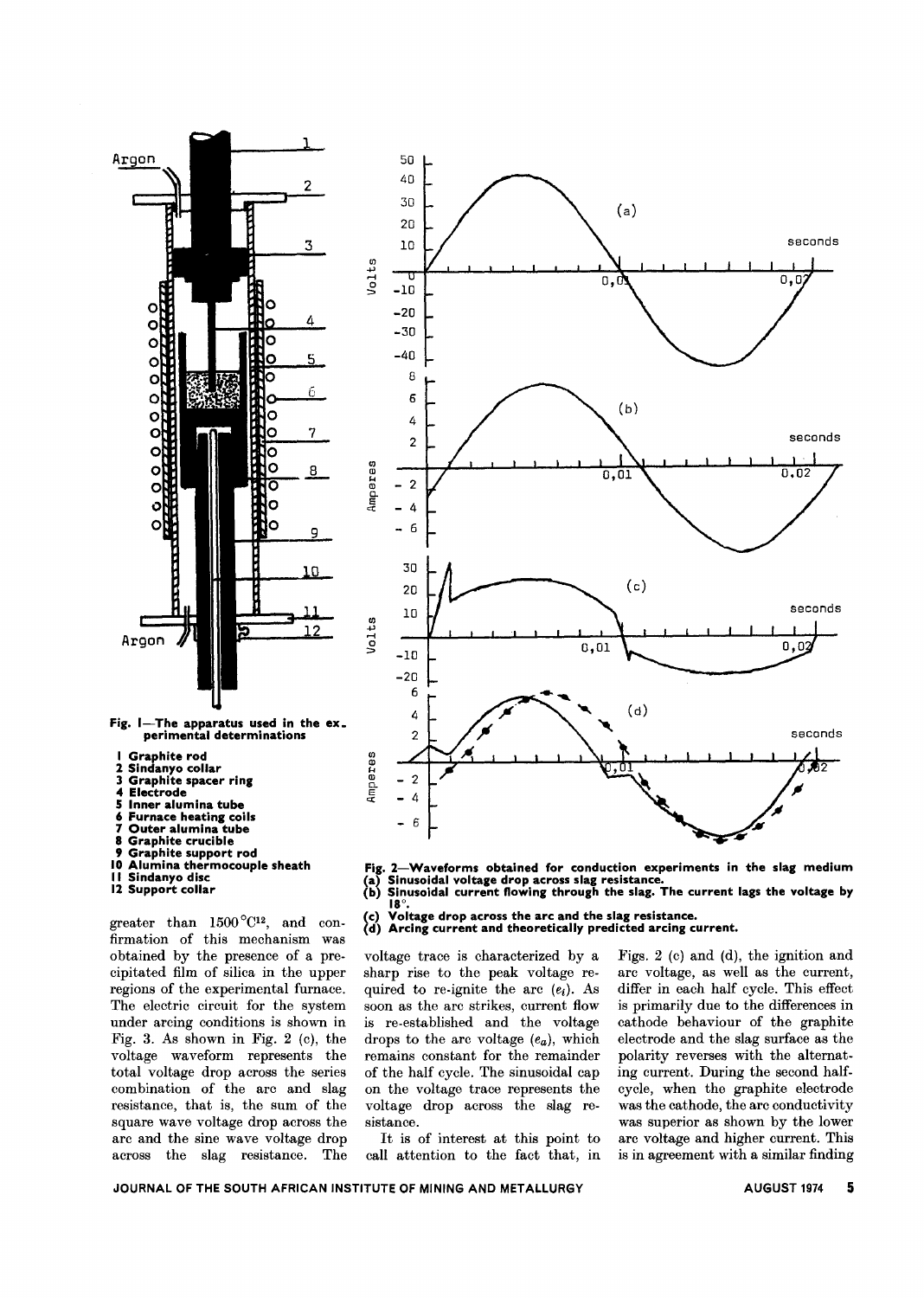Fig. 1—The apparatus used in the experimental determinations

1 Graphite rod
2 Sindanyo collar
3 Graphite spacer ring
4 Electrode
5 Inner alumina tube
6 Furnace heating coils
7 Outer alumina tube
8 Graphite crucible
9 Graphite support rod
10 Alumina thermocouple sheath
11 Sindanyo disc
12 Support collar

Fig. 2—Waveforms obtained for conduction experiments in the slag medium
(a) Sinusoidal voltage drop across slag resistance.
(b) Sinusoidal current flowing through the slag. The current lags the voltage by 18°.
(c) Voltage drop across the arc and the slag resistance.
(d) Arcing current and theoretically predicted arcing current.

greater than 1500°C[12], and confirmation of this mechanism was obtained by the presence of a precipitated film of silica in the upper regions of the experimental furnace. The electric circuit for the system under arcing conditions is shown in Fig. 3. As shown in Fig. 2 (c), the voltage waveform represents the total voltage drop across the series combination of the arc and slag resistance, that is, the sum of the square wave voltage drop across the arc and the sine wave voltage drop across the slag resistance. The voltage trace is characterized by a sharp rise to the peak voltage required to re-ignite the arc ($e_i$). As soon as the arc strikes, current flow is re-established and the voltage drops to the arc voltage ($e_a$), which remains constant for the remainder of the half cycle. The sinusoidal cap on the voltage trace represents the voltage drop across the slag resistance.

It is of interest at this point to call attention to the fact that, in Figs. 2 (c) and (d), the ignition and arc voltage, as well as the current, differ in each half cycle. This effect is primarily due to the differences in cathode behaviour of the graphite electrode and the slag surface as the polarity reverses with the alternating current. During the second half-cycle, when the graphite electrode was the cathode, the arc conductivity was superior as shown by the lower arc voltage and higher current. This is in agreement with a similar finding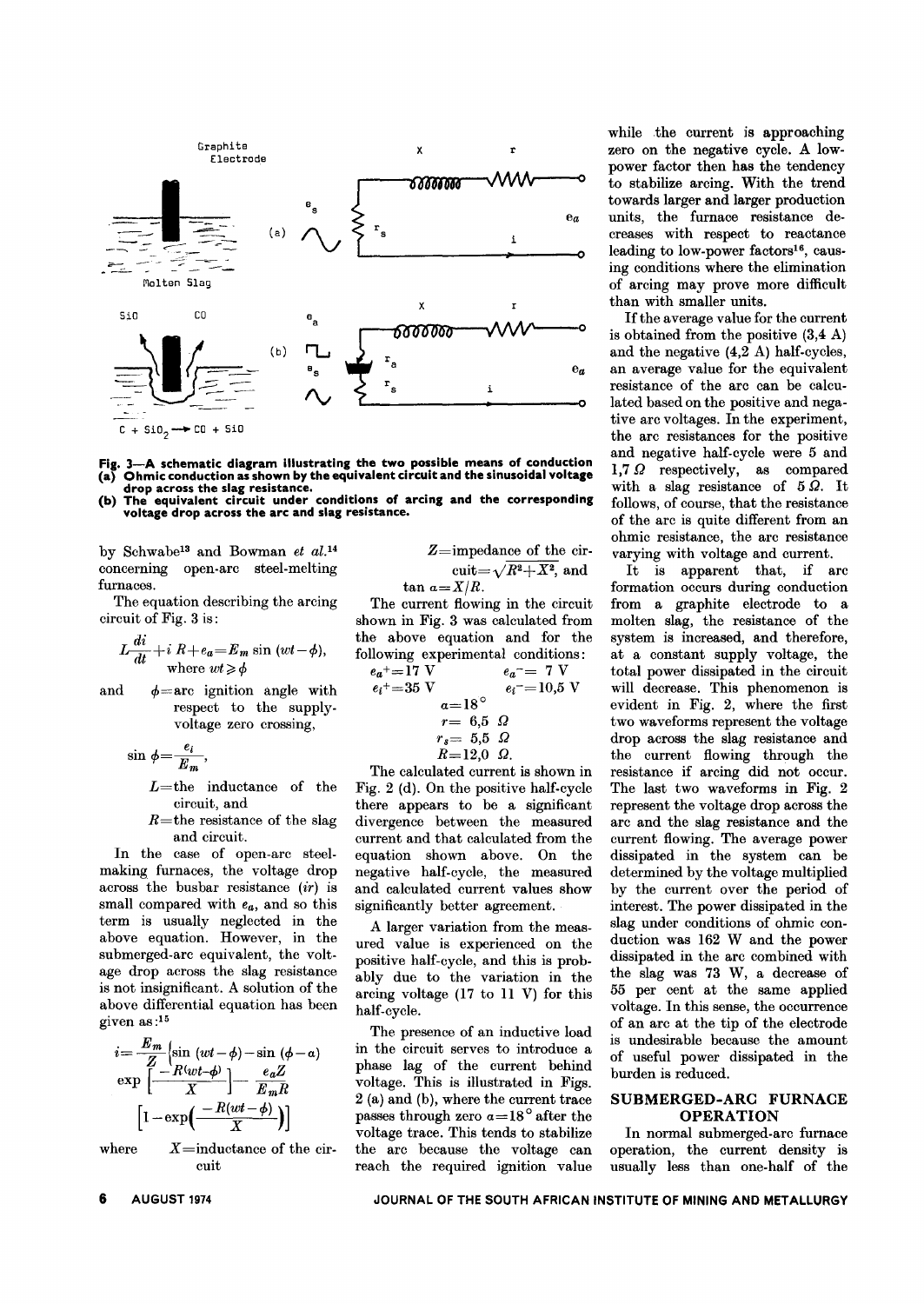Fig. 3—A schematic diagram illustrating the two possible means of conduction
(a) Ohmic conduction as shown by the equivalent circuit and the sinusoidal voltage drop across the slag resistance.
(b) The equivalent circuit under conditions of arcing and the corresponding voltage drop across the arc and slag resistance.

by Schwabe[13] and Bowman *et al.*[14] concerning open-arc steel-melting furnaces.

The equation describing the arcing circuit of Fig. 3 is:

$$L\frac{di}{dt}+i\,R+e_a=E_m\sin(wt-\phi),$$
where $wt\geqslant\phi$

and $\phi$=arc ignition angle with respect to the supply-voltage zero crossing,

$$\sin\phi=\frac{e_i}{E_m},$$

$L$=the inductance of the circuit, and

$R$=the resistance of the slag and circuit.

In the case of open-arc steel-making furnaces, the voltage drop across the busbar resistance ($ir$) is small compared with $e_a$, and so this term is usually neglected in the above equation. However, in the submerged-arc equivalent, the voltage drop across the slag resistance is not insignificant. A solution of the above differential equation has been given as:[15]

$$i=\frac{E_m}{Z}\left\{\sin(wt-\phi)-\sin(\phi-a)\exp\left[\frac{-R(wt-\phi)}{X}\right]-\frac{e_aZ}{E_mR}\left[1-\exp\left(\frac{-R(wt-\phi)}{X}\right)\right]\right.$$

where $X$=inductance of the circuit

$Z$=impedance of the circuit=$\sqrt{R^2+X^2}$, and

$\tan a=X/R$.

The current flowing in the circuit shown in Fig. 3 was calculated from the above equation and for the following experimental conditions:

$e_a^+=17$ V $\quad e_a^-=7$ V
$e_i^+=35$ V $\quad e_i^-=10{,}5$ V
$a=18°$
$r=6{,}5\ \Omega$
$r_s=5{,}5\ \Omega$
$R=12{,}0\ \Omega$.

The calculated current is shown in Fig. 2 (d). On the positive half-cycle there appears to be a significant divergence between the measured current and that calculated from the equation shown above. On the negative half-cycle, the measured and calculated current values show significantly better agreement.

A larger variation from the measured value is experienced on the positive half-cycle, and this is probably due to the variation in the arcing voltage (17 to 11 V) for this half-cycle.

The presence of an inductive load in the circuit serves to introduce a phase lag of the current behind voltage. This is illustrated in Figs. 2 (a) and (b), where the current trace passes through zero $a=18°$ after the voltage trace. This tends to stabilize the arc because the voltage can reach the required ignition value while the current is approaching zero on the negative cycle. A low-power factor then has the tendency to stabilize arcing. With the trend towards larger and larger production units, the furnace resistance decreases with respect to reactance leading to low-power factors[16], causing conditions where the elimination of arcing may prove more difficult than with smaller units.

If the average value for the current is obtained from the positive (3,4 A) and the negative (4,2 A) half-cycles, an average value for the equivalent resistance of the arc can be calculated based on the positive and negative arc voltages. In the experiment, the arc resistances for the positive and negative half-cycle were 5 and 1,7 Ω respectively, as compared with a slag resistance of 5 Ω. It follows, of course, that the resistance of the arc is quite different from an ohmic resistance, the arc resistance varying with voltage and current.

It is apparent that, if arc formation occurs during conduction from a graphite electrode to a molten slag, the resistance of the system is increased, and therefore, at a constant supply voltage, the total power dissipated in the circuit will decrease. This phenomenon is evident in Fig. 2, where the first two waveforms represent the voltage drop across the slag resistance and the current flowing through the resistance if arcing did not occur. The last two waveforms in Fig. 2 represent the voltage drop across the arc and the slag resistance and the current flowing. The average power dissipated in the system can be determined by the voltage multiplied by the current over the period of interest. The power dissipated in the slag under conditions of ohmic conduction was 162 W and the power dissipated in the arc combined with the slag was 73 W, a decrease of 55 per cent at the same applied voltage. In this sense, the occurrence of an arc at the tip of the electrode is undesirable because the amount of useful power dissipated in the burden is reduced.

## SUBMERGED-ARC FURNACE OPERATION

In normal submerged-arc furnace operation, the current density is usually less than one-half of the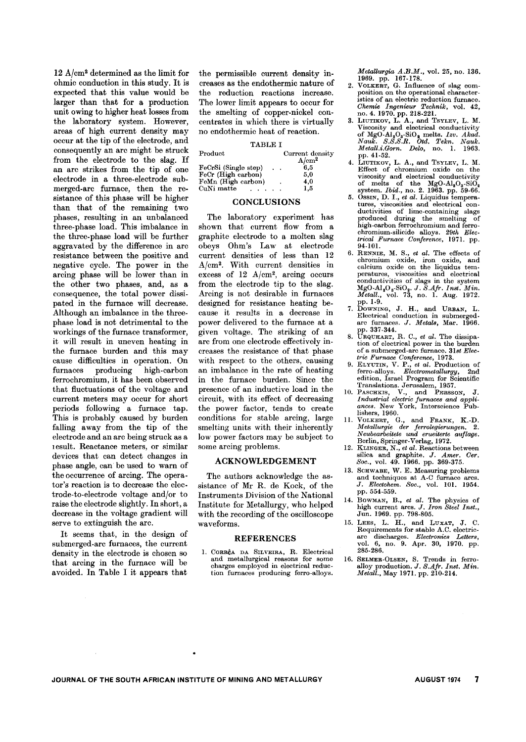12 A/cm² determined as the limit for ohmic conduction in this study. It is expected that this value would be larger than that for a production unit owing to higher heat losses from the laboratory system. However, areas of high current density may occur at the tip of the electrode, and consequently an arc might be struck from the electrode to the slag. If an arc strikes from the tip of one electrode in a three-electrode submerged-arc furnace, then the resistance of this phase will be higher than that of the remaining two phases, resulting in an unbalanced three-phase load. This imbalance in the three-phase load will be further aggravated by the difference in arc resistance between the positive and negative cycle. The power in the arcing phase will be lower than in the other two phases, and, as a consequence, the total power dissipated in the furnace will decrease. Although an imbalance in the three-phase load is not detrimental to the workings of the furnace transformer, it will result in uneven heating in the furnace burden and this may cause difficulties in operation. On furnaces producing high-carbon ferrochromium, it has been observed that fluctuations of the voltage and current meters may occur for short periods following a furnace tap. This is probably caused by burden falling away from the tip of the electrode and an arc being struck as a result. Reactance meters, or similar devices that can detect changes in phase angle, can be used to warn of the occurrence of arcing. The operator's reaction is to decrease the electrode-to-electrode voltage and/or to raise the electrode slightly. In short, a decrease in the voltage gradient will serve to extinguish the arc.

It seems that, in the design of submerged-arc furnaces, the current density in the electrode is chosen so that arcing in the furnace will be avoided. In Table I it appears that the permissible current density increases as the endothermic nature of the reduction reactions increase. The lower limit appears to occur for the smelting of copper-nickel concentrates in which there is virtually no endothermic heat of reaction.

TABLE I

| Product | Current density A/cm² |
|---|---|
| FeCrSi (Single step) | 6,5 |
| FeCr (High carbon) | 5,0 |
| FeMn (High carbon) | 4,0 |
| CuNi matte | 1,5 |

## CONCLUSIONS

The laboratory experiment has shown that current flow from a graphite electrode to a molten slag obeys Ohm's Law at electrode current densities of less than 12 A/cm². With current densities in excess of 12 A/cm², arcing occurs from the electrode tip to the slag. Arcing is not desirable in furnaces designed for resistance heating because it results in a decrease in power delivered to the furnace at a given voltage. The striking of an arc from one electrode effectively increases the resistance of that phase with respect to the others, causing an imbalance in the rate of heating in the furnace burden. Since the presence of an inductive load in the circuit, with its effect of decreasing the power factor, tends to create conditions for stable arcing, large smelting units with their inherently low power factors may be subject to some arcing problems.

## ACKNOWLEDGEMENT

The authors acknowledge the assistance of Mr R. de Kock, of the Instruments Division of the National Institute for Metallurgy, who helped with the recording of the oscilloscope waveforms.

## REFERENCES

1. Corrêa da Silveira, R. Electrical and metallurgical reasons for some charges employed in electrical reduction furnaces producing ferro-alloys. *Metallurgia A.B.M.*, vol. 25, no. 136. 1969. pp. 167-178.
2. Volkert, G. Influence of slag composition on the operational characteristics of an electric reduction furnace. *Chemie Ingenieur Technik*, vol. 42, no. 4. 1970. pp. 218-221.
3. Liutikov, L. A., and Tsylev, L. M. Viscosity and electrical conductivity of $MgO\text{-}Al_2O_3\text{-}SiO_2$ melts. *Izv. Akad. Nauk. S.S.S.R. Otd. Tekn. Nauk. Metall.i.Gorn. Delo*, no. 1. 1963. pp. 41-52.
4. Liutikov, L. A., and Tsylev, L. M. Effect of chromium oxide on the viscosity and electrical conductivity of melts of the $MgO\text{-}Al_2O_3\text{-}SiO_2$ system. *Ibid.*, no. 2. 1963. pp. 59-66.
5. Ossin, D. I., *et al.* Liquidus temperatures, viscosities and electrical conductivities of lime-containing slags produced during the smelting of high-carbon ferrochromium and ferro-chromium-silicide alloys. *29th Electrical Furnace Conference*, 1971. pp. 94-101.
6. Rennie, M. S., *et al.* The effects of chromium oxide, iron oxide, and calcium oxide on the liquidus temperatures, viscosities and electrical conductivities of slags in the system $MgO\text{-}Al_2O_3\text{-}SiO_2$. *J. S.Afr. Inst. Min. Metall.*, vol. 73, no. 1. Aug. 1972. pp. 1-9.
7. Downing, J. H., and Urban, L. Electrical conduction in submerged-arc furnaces. *J. Metals*, Mar. 1966. pp. 337-344.
8. Urquhart, R. C., *et al.* The dissipation of electrical power in the burden of a submerged-arc furnace. *31st Electric Furnace Conference*, 1973.
9. Elyutin, V. P., *et al.* Production of ferro-alloys. *Electrometallurgy*, 2nd edition, Israel Program for Scientific Translations. Jerusalem, 1957.
10. Paschkis, V., and Persson, J. *Industrial electric furnaces and appliances.* New York, Interscience Publishers, 1960.
11. Volkert, G., and Frank, K.-D. *Metallurgie der ferrolegierungen. 2. Neubearbeitete und erweiterte auflage.* Berlin, Springer-Verlag, 1972.
12. Klinger, N., *et al.* Reactions between silica and graphite. *J. Amer. Cer. Soc.*, vol. 49. 1966. pp. 369-375.
13. Schwabe, W. E. Measuring problems and techniques at A-C furnace arcs. *J. Electochem. Soc.*, vol. 101. 1954. pp. 554-559.
14. Bowman, B., *et al.* The physics of high current arcs. *J. Iron Steel Inst.*, Jun. 1969. pp. 798-805.
15. Lees, L. H., and Luxat, J. C. Requirements for stable A.C. electric-arc discharges. *Electronics Letters*, vol. 6, no. 9. Apr. 30, 1970. pp. 285-286.
16. Selmer-Olsen, S. Trends in ferro-alloy production. *J. S.Afr. Inst. Min. Metall.*, May 1971. pp. 210-214.